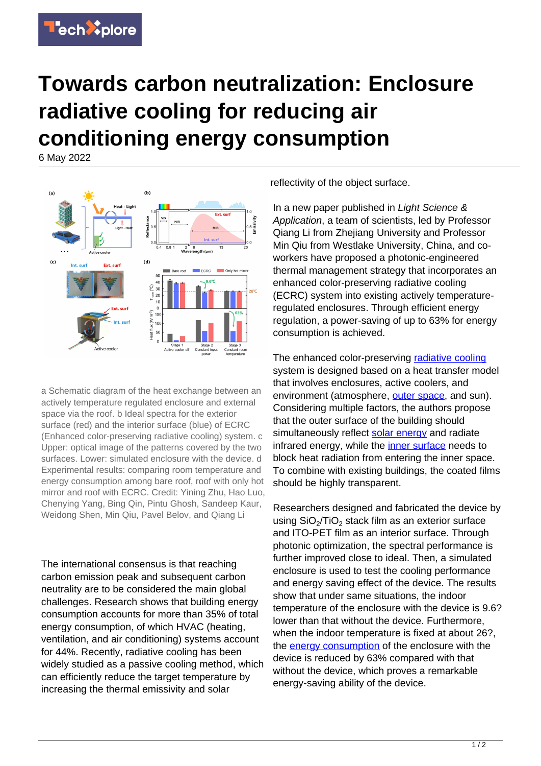# Towards carbon neutralization: Enclosure radiative cooling for reducing air conditioning energy consumption

6 May 2022

a Schematic diagram of the heat exchange between an actively temperature regulated enclosure and external space via the roof. b Ideal spectra for the exterior surface (red) and the interior surface (blue) of ECRC (Enhanced color-preserving radiative cooling) system. c Upper: optical image of the patterns covered by the two surfaces. Lower: simulated enclosure with the device. d Experimental results: comparing room temperature and energy consumption among bare roof, roof with only hot mirror and roof with ECRC. Credit: Yining Zhu, Hao Luo, Chenying Yang, Bing Qin, Pintu Ghosh, Sandeep Kaur, Weidong Shen, Min Qiu, Pavel Belov, and Qiang Li

The international consensus is that reaching carbon emission peak and subsequent carbon neutrality are to be considered the main global challenges. Research shows that building energy consumption accounts for more than 35% of total energy consumption, of which HVAC (heating, ventilation, and air conditioning) systems account for 44%. Recently, radiative cooling has been widely studied as a passive cooling method, which can efficiently reduce the target temperature by increasing the thermal emissivity and solar reflectivity of the object surface.

In a new paper published in *Light Science & Application*, a team of scientists, led by Professor Qiang Li from Zhejiang University and Professor Min Qiu from Westlake University, China, and co-workers have proposed a photonic-engineered thermal management strategy that incorporates an enhanced color-preserving radiative cooling (ECRC) system into existing actively temperature-regulated enclosures. Through efficient energy regulation, a power-saving of up to 63% for energy consumption is achieved.

The enhanced color-preserving radiative cooling system is designed based on a heat transfer model that involves enclosures, active coolers, and environment (atmosphere, outer space, and sun). Considering multiple factors, the authors propose that the outer surface of the building should simultaneously reflect solar energy and radiate infrared energy, while the inner surface needs to block heat radiation from entering the inner space. To combine with existing buildings, the coated films should be highly transparent.

Researchers designed and fabricated the device by using $SiO_2/TiO_2$ stack film as an exterior surface and ITO-PET film as an interior surface. Through photonic optimization, the spectral performance is further improved close to ideal. Then, a simulated enclosure is used to test the cooling performance and energy saving effect of the device. The results show that under same situations, the indoor temperature of the enclosure with the device is 9.6? lower than that without the device. Furthermore, when the indoor temperature is fixed at about 26?, the energy consumption of the enclosure with the device is reduced by 63% compared with that without the device, which proves a remarkable energy-saving ability of the device.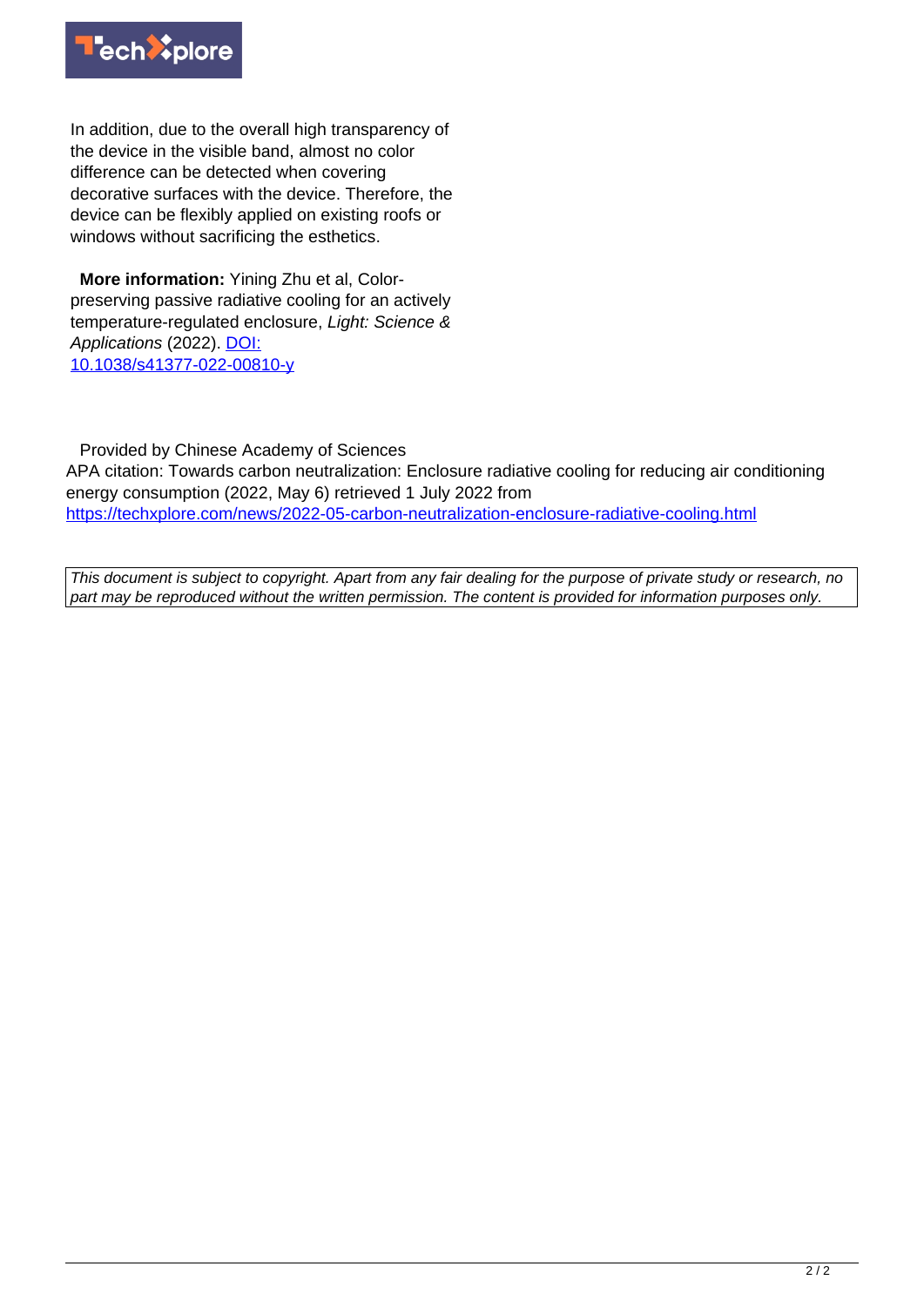In addition, due to the overall high transparency of the device in the visible band, almost no color difference can be detected when covering decorative surfaces with the device. Therefore, the device can be flexibly applied on existing roofs or windows without sacrificing the esthetics.

**More information:** Yining Zhu et al, Color-preserving passive radiative cooling for an actively temperature-regulated enclosure, *Light: Science & Applications* (2022). DOI: 10.1038/s41377-022-00810-y

Provided by Chinese Academy of Sciences

APA citation: Towards carbon neutralization: Enclosure radiative cooling for reducing air conditioning energy consumption (2022, May 6) retrieved 1 July 2022 from https://techxplore.com/news/2022-05-carbon-neutralization-enclosure-radiative-cooling.html

*This document is subject to copyright. Apart from any fair dealing for the purpose of private study or research, no part may be reproduced without the written permission. The content is provided for information purposes only.*